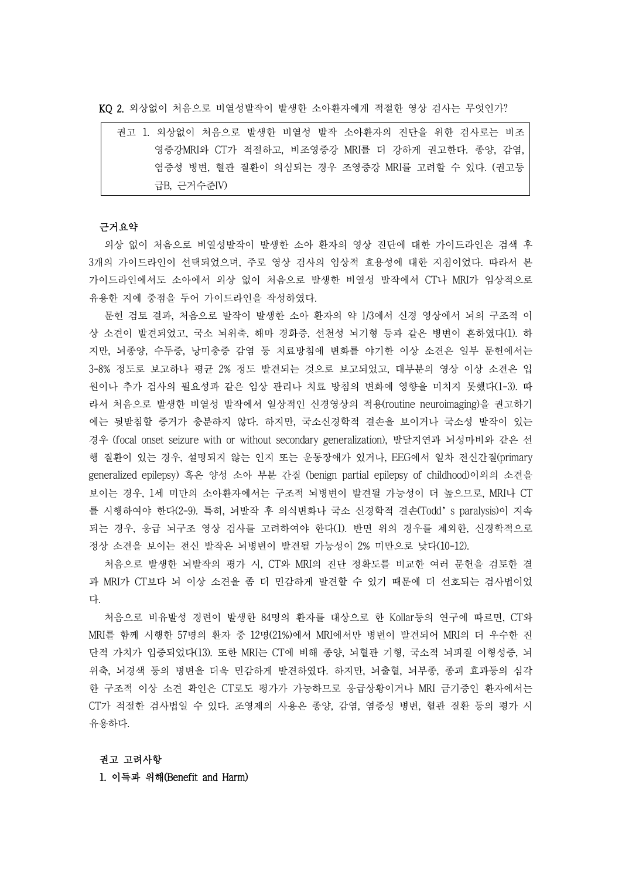KQ 2. 외상없이 처음으로 비열성발작이 발생한 소아환자에게 적절한 영상 검사는 무엇인가?

> 권고 1. 외상없이 처음으로 발생한 비열성 발작 소아환자의 진단을 위한 검사로는 비조영증강MRI와 CT가 적절하고, 비조영증강 MRI를 더 강하게 권고한다. 종양, 감염, 염증성 병변, 혈관 질환이 의심되는 경우 조영증강 MRI를 고려할 수 있다. (권고등급B, 근거수준IV)

**근거요약**

외상 없이 처음으로 비열성발작이 발생한 소아 환자의 영상 진단에 대한 가이드라인은 검색 후 3개의 가이드라인이 선택되었으며, 주로 영상 검사의 임상적 효용성에 대한 지침이었다. 따라서 본 가이드라인에서도 소아에서 외상 없이 처음으로 발생한 비열성 발작에서 CT나 MRI가 임상적으로 유용한 지에 중점을 두어 가이드라인을 작성하였다.

문헌 검토 결과, 처음으로 발작이 발생한 소아 환자의 약 1/3에서 신경 영상에서 뇌의 구조적 이상 소견이 발견되었고, 국소 뇌위축, 해마 경화증, 선천성 뇌기형 등과 같은 병변이 흔하였다(1). 하지만, 뇌종양, 수두증, 낭미충증 감염 등 치료방침에 변화를 야기한 이상 소견은 일부 문헌에서는 3-8% 정도로 보고하나 평균 2% 정도 발견되는 것으로 보고되었고, 대부분의 영상 이상 소견은 입원이나 추가 검사의 필요성과 같은 임상 관리나 치료 방침의 변화에 영향을 미치지 못했다(1-3). 따라서 처음으로 발생한 비열성 발작에서 일상적인 신경영상의 적용(routine neuroimaging)을 권고하기에는 뒷받침할 증거가 충분하지 않다. 하지만, 국소신경학적 결손을 보이거나 국소성 발작이 있는 경우 (focal onset seizure with or without secondary generalization), 발달지연과 뇌성마비와 같은 선행 질환이 있는 경우, 설명되지 않는 인지 또는 운동장애가 있거나, EEG에서 일차 전신간질(primary generalized epilepsy) 혹은 양성 소아 부분 간질 (benign partial epilepsy of childhood)이외의 소견을 보이는 경우, 1세 미만의 소아환자에서는 구조적 뇌병변이 발견될 가능성이 더 높으므로, MRI나 CT를 시행하여야 한다(2-9). 특히, 뇌발작 후 의식변화나 국소 신경학적 결손(Todd's paralysis)이 지속되는 경우, 응급 뇌구조 영상 검사를 고려하여야 한다(1). 반면 위의 경우를 제외한, 신경학적으로 정상 소견을 보이는 전신 발작은 뇌병변이 발견될 가능성이 2% 미만으로 낮다(10-12).

처음으로 발생한 뇌발작의 평가 시, CT와 MRI의 진단 정확도를 비교한 여러 문헌을 검토한 결과 MRI가 CT보다 뇌 이상 소견을 좀 더 민감하게 발견할 수 있기 때문에 더 선호되는 검사법이었다.

처음으로 비유발성 경련이 발생한 84명의 환자를 대상으로 한 Kollar등의 연구에 따르면, CT와 MRI를 함께 시행한 57명의 환자 중 12명(21%)에서 MRI에서만 병변이 발견되어 MRI의 더 우수한 진단적 가치가 입증되었다(13). 또한 MRI는 CT에 비해 종양, 뇌혈관 기형, 국소적 뇌피질 이형성증, 뇌위축, 뇌경색 등의 병변을 더욱 민감하게 발견하였다. 하지만, 뇌출혈, 뇌부종, 종괴 효과등의 심각한 구조적 이상 소견 확인은 CT로도 평가가 가능하므로 응급상황이거나 MRI 금기증인 환자에서는 CT가 적절한 검사법일 수 있다. 조영제의 사용은 종양, 감염, 염증성 병변, 혈관 질환 등의 평가 시 유용하다.

**권고 고려사항**

**1. 이득과 위해(Benefit and Harm)**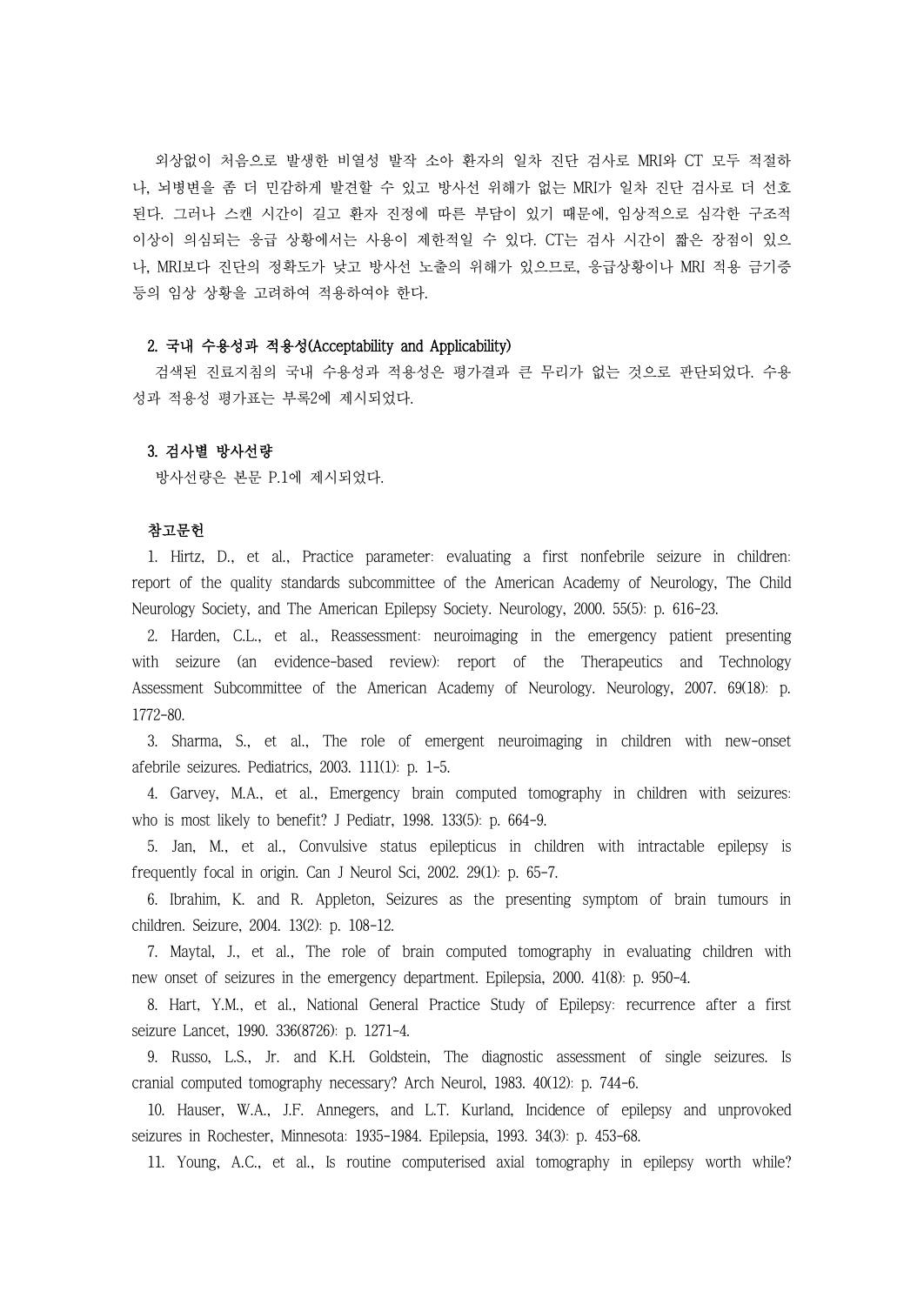외상없이 처음으로 발생한 비열성 발작 소아 환자의 일차 진단 검사로 MRI와 CT 모두 적절하나, 뇌병변을 좀 더 민감하게 발견할 수 있고 방사선 위해가 없는 MRI가 일차 진단 검사로 더 선호된다. 그러나 스캔 시간이 길고 환자 진정에 따른 부담이 있기 때문에, 임상적으로 심각한 구조적 이상이 의심되는 응급 상황에서는 사용이 제한적일 수 있다. CT는 검사 시간이 짧은 장점이 있으나, MRI보다 진단의 정확도가 낮고 방사선 노출의 위해가 있으므로, 응급상황이나 MRI 적용 금기증 등의 임상 상황을 고려하여 적용하여야 한다.

### 2. 국내 수용성과 적용성(Acceptability and Applicability)

검색된 진료지침의 국내 수용성과 적용성은 평가결과 큰 무리가 없는 것으로 판단되었다. 수용성과 적용성 평가표는 부록2에 제시되었다.

### 3. 검사별 방사선량

방사선량은 본문 P.1에 제시되었다.

### 참고문헌

1. Hirtz, D., et al., Practice parameter: evaluating a first nonfebrile seizure in children: report of the quality standards subcommittee of the American Academy of Neurology, The Child Neurology Society, and The American Epilepsy Society. Neurology, 2000. 55(5): p. 616-23.
2. Harden, C.L., et al., Reassessment: neuroimaging in the emergency patient presenting with seizure (an evidence-based review): report of the Therapeutics and Technology Assessment Subcommittee of the American Academy of Neurology. Neurology, 2007. 69(18): p. 1772-80.
3. Sharma, S., et al., The role of emergent neuroimaging in children with new-onset afebrile seizures. Pediatrics, 2003. 111(1): p. 1-5.
4. Garvey, M.A., et al., Emergency brain computed tomography in children with seizures: who is most likely to benefit? J Pediatr, 1998. 133(5): p. 664-9.
5. Jan, M., et al., Convulsive status epilepticus in children with intractable epilepsy is frequently focal in origin. Can J Neurol Sci, 2002. 29(1): p. 65-7.
6. Ibrahim, K. and R. Appleton, Seizures as the presenting symptom of brain tumours in children. Seizure, 2004. 13(2): p. 108-12.
7. Maytal, J., et al., The role of brain computed tomography in evaluating children with new onset of seizures in the emergency department. Epilepsia, 2000. 41(8): p. 950-4.
8. Hart, Y.M., et al., National General Practice Study of Epilepsy: recurrence after a first seizure Lancet, 1990. 336(8726): p. 1271-4.
9. Russo, L.S., Jr. and K.H. Goldstein, The diagnostic assessment of single seizures. Is cranial computed tomography necessary? Arch Neurol, 1983. 40(12): p. 744-6.
10. Hauser, W.A., J.F. Annegers, and L.T. Kurland, Incidence of epilepsy and unprovoked seizures in Rochester, Minnesota: 1935-1984. Epilepsia, 1993. 34(3): p. 453-68.
11. Young, A.C., et al., Is routine computerised axial tomography in epilepsy worth while?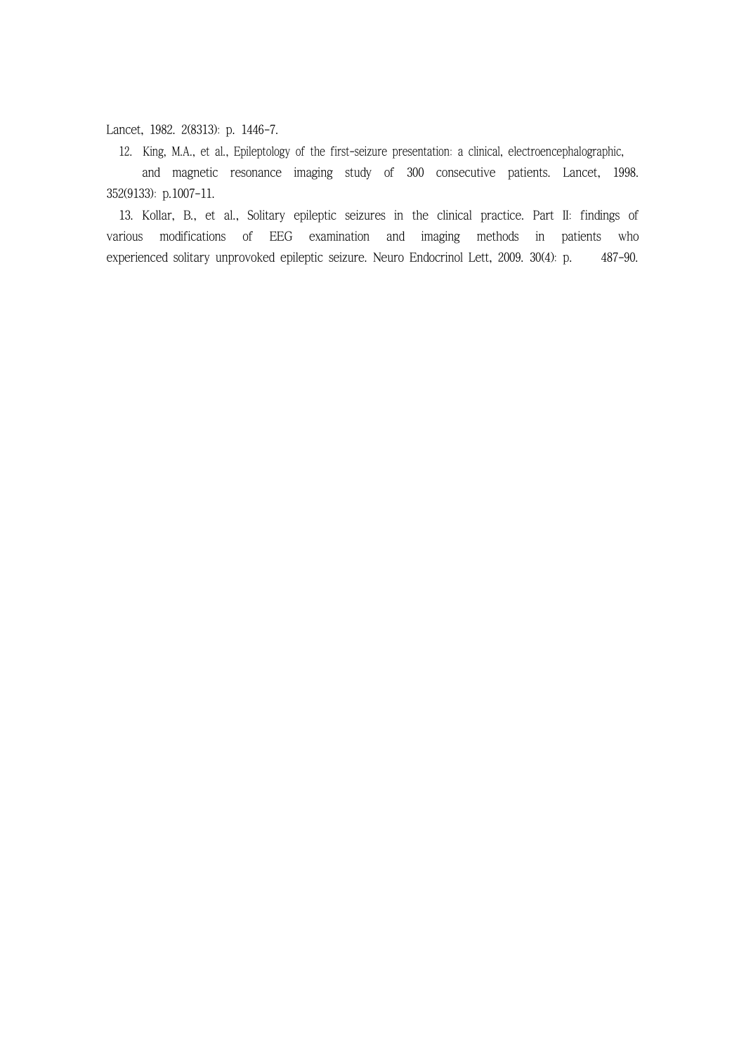Lancet, 1982. 2(8313): p. 1446-7.

12. King, M.A., et al., Epileptology of the first-seizure presentation: a clinical, electroencephalographic, and magnetic resonance imaging study of 300 consecutive patients. Lancet, 1998. 352(9133): p.1007-11.

13. Kollar, B., et al., Solitary epileptic seizures in the clinical practice. Part II: findings of various modifications of EEG examination and imaging methods in patients who experienced solitary unprovoked epileptic seizure. Neuro Endocrinol Lett, 2009. 30(4): p. 487-90.